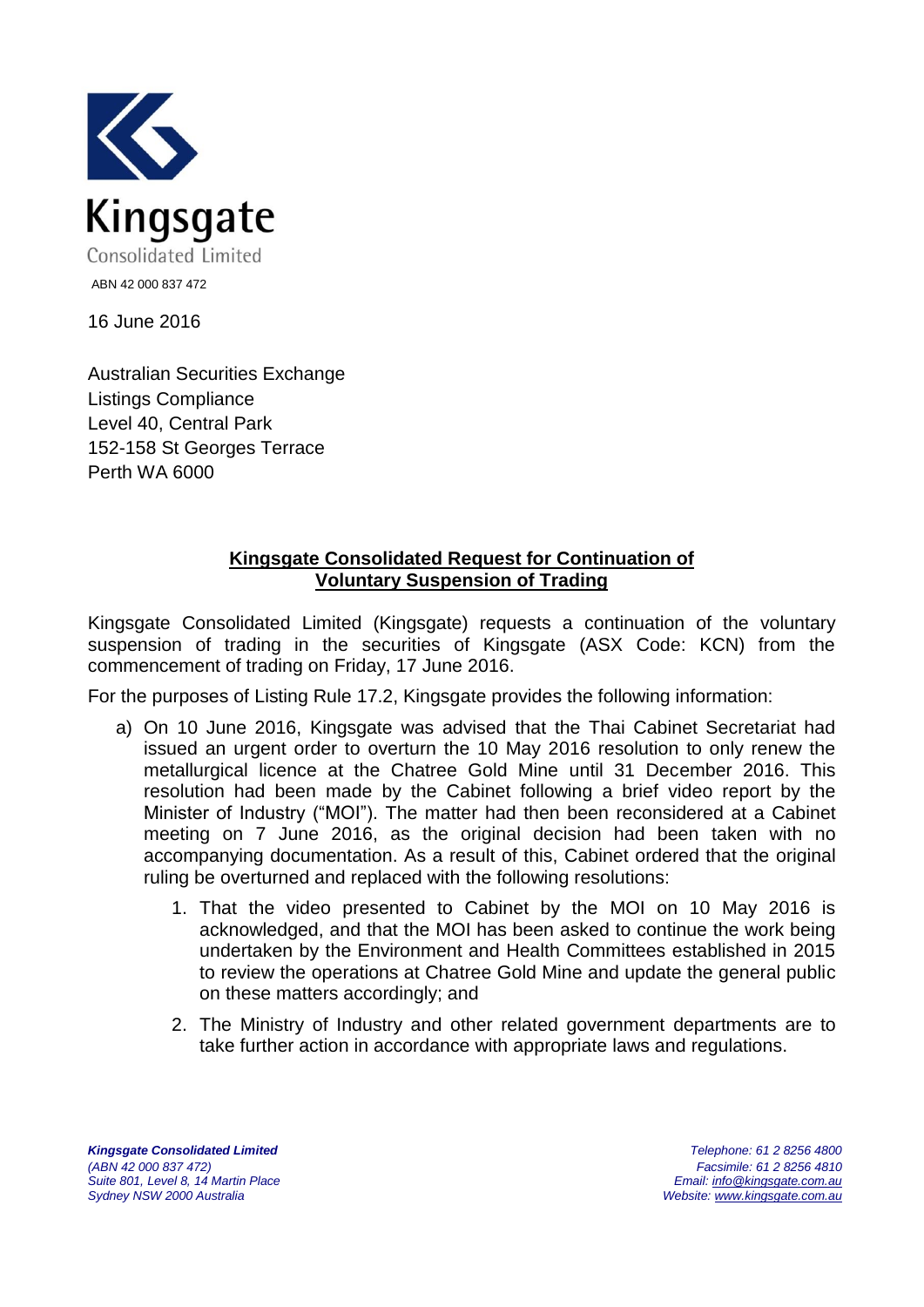Kingsgate
Consolidated Limited

ABN 42 000 837 472

16 June 2016

Australian Securities Exchange
Listings Compliance
Level 40, Central Park
152-158 St Georges Terrace
Perth WA 6000

## Kingsgate Consolidated Request for Continuation of Voluntary Suspension of Trading

Kingsgate Consolidated Limited (Kingsgate) requests a continuation of the voluntary suspension of trading in the securities of Kingsgate (ASX Code: KCN) from the commencement of trading on Friday, 17 June 2016.

For the purposes of Listing Rule 17.2, Kingsgate provides the following information:

a) On 10 June 2016, Kingsgate was advised that the Thai Cabinet Secretariat had issued an urgent order to overturn the 10 May 2016 resolution to only renew the metallurgical licence at the Chatree Gold Mine until 31 December 2016. This resolution had been made by the Cabinet following a brief video report by the Minister of Industry ("MOI"). The matter had then been reconsidered at a Cabinet meeting on 7 June 2016, as the original decision had been taken with no accompanying documentation. As a result of this, Cabinet ordered that the original ruling be overturned and replaced with the following resolutions:

   1. That the video presented to Cabinet by the MOI on 10 May 2016 is acknowledged, and that the MOI has been asked to continue the work being undertaken by the Environment and Health Committees established in 2015 to review the operations at Chatree Gold Mine and update the general public on these matters accordingly; and

   2. The Ministry of Industry and other related government departments are to take further action in accordance with appropriate laws and regulations.

*__Kingsgate Consolidated Limited__*
*(ABN 42 000 837 472)*
*Suite 801, Level 8, 14 Martin Place*
*Sydney NSW 2000 Australia*

*Telephone: 61 2 8256 4800*
*Facsimile: 61 2 8256 4810*
*Email: info@kingsgate.com.au*
*Website: www.kingsgate.com.au*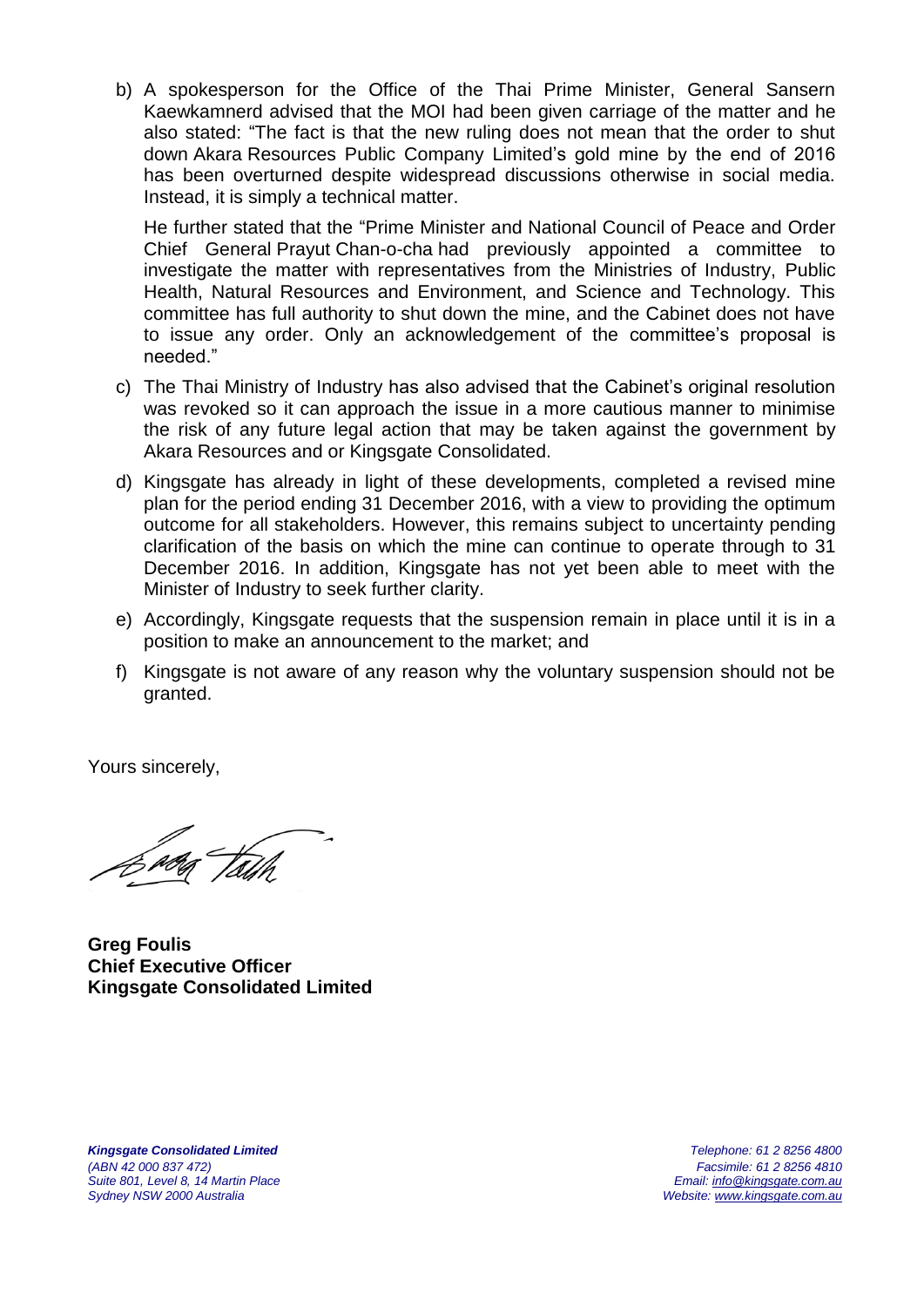b) A spokesperson for the Office of the Thai Prime Minister, General Sansern Kaewkamnerd advised that the MOI had been given carriage of the matter and he also stated: "The fact is that the new ruling does not mean that the order to shut down Akara Resources Public Company Limited's gold mine by the end of 2016 has been overturned despite widespread discussions otherwise in social media. Instead, it is simply a technical matter.

   He further stated that the "Prime Minister and National Council of Peace and Order Chief General Prayut Chan-o-cha had previously appointed a committee to investigate the matter with representatives from the Ministries of Industry, Public Health, Natural Resources and Environment, and Science and Technology. This committee has full authority to shut down the mine, and the Cabinet does not have to issue any order. Only an acknowledgement of the committee's proposal is needed."

c) The Thai Ministry of Industry has also advised that the Cabinet's original resolution was revoked so it can approach the issue in a more cautious manner to minimise the risk of any future legal action that may be taken against the government by Akara Resources and or Kingsgate Consolidated.

d) Kingsgate has already in light of these developments, completed a revised mine plan for the period ending 31 December 2016, with a view to providing the optimum outcome for all stakeholders. However, this remains subject to uncertainty pending clarification of the basis on which the mine can continue to operate through to 31 December 2016. In addition, Kingsgate has not yet been able to meet with the Minister of Industry to seek further clarity.

e) Accordingly, Kingsgate requests that the suspension remain in place until it is in a position to make an announcement to the market; and

f) Kingsgate is not aware of any reason why the voluntary suspension should not be granted.

Yours sincerely,

**Greg Foulis**
**Chief Executive Officer**
**Kingsgate Consolidated Limited**

***Kingsgate Consolidated Limited***
*(ABN 42 000 837 472)*
*Suite 801, Level 8, 14 Martin Place*
*Sydney NSW 2000 Australia*

*Telephone: 61 2 8256 4800*
*Facsimile: 61 2 8256 4810*
*Email: info@kingsgate.com.au*
*Website: www.kingsgate.com.au*